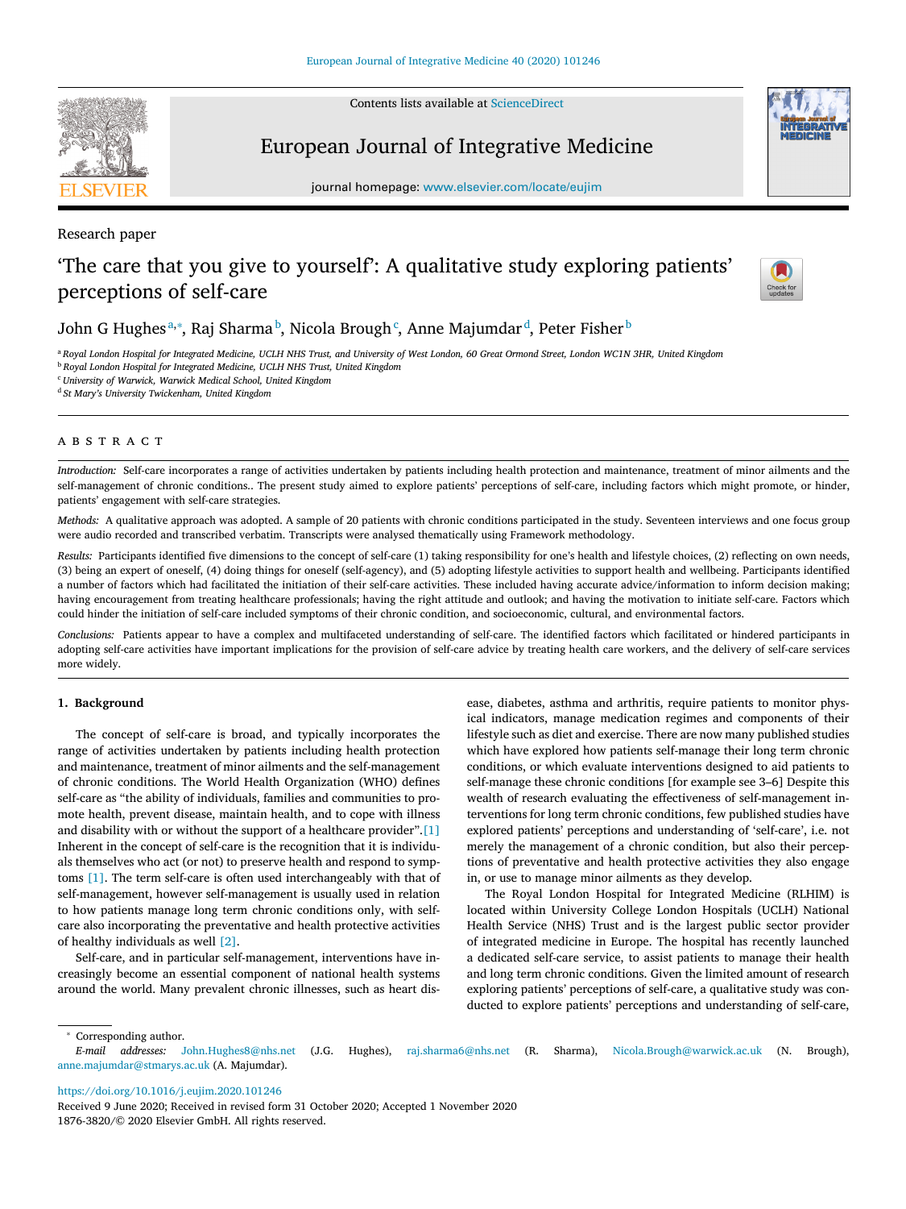Research paper

# ‘The care that you give to yourself’: A qualitative study exploring patients’ perceptions of self-care

John G Hughes[a,*], Raj Sharma[b], Nicola Brough[c], Anne Majumdar[d], Peter Fisher[b]

[a] Royal London Hospital for Integrated Medicine, UCLH NHS Trust, and University of West London, 60 Great Ormond Street, London WC1N 3HR, United Kingdom
[b] Royal London Hospital for Integrated Medicine, UCLH NHS Trust, United Kingdom
[c] University of Warwick, Warwick Medical School, United Kingdom
[d] St Mary’s University Twickenham, United Kingdom

## ABSTRACT

*Introduction:* Self-care incorporates a range of activities undertaken by patients including health protection and maintenance, treatment of minor ailments and the self-management of chronic conditions.. The present study aimed to explore patients’ perceptions of self-care, including factors which might promote, or hinder, patients’ engagement with self-care strategies.

*Methods:* A qualitative approach was adopted. A sample of 20 patients with chronic conditions participated in the study. Seventeen interviews and one focus group were audio recorded and transcribed verbatim. Transcripts were analysed thematically using Framework methodology.

*Results:* Participants identified five dimensions to the concept of self-care (1) taking responsibility for one’s health and lifestyle choices, (2) reflecting on own needs, (3) being an expert of oneself, (4) doing things for oneself (self-agency), and (5) adopting lifestyle activities to support health and wellbeing. Participants identified a number of factors which had facilitated the initiation of their self-care activities. These included having accurate advice/information to inform decision making; having encouragement from treating healthcare professionals; having the right attitude and outlook; and having the motivation to initiate self-care. Factors which could hinder the initiation of self-care included symptoms of their chronic condition, and socioeconomic, cultural, and environmental factors.

*Conclusions:* Patients appear to have a complex and multifaceted understanding of self-care. The identified factors which facilitated or hindered participants in adopting self-care activities have important implications for the provision of self-care advice by treating health care workers, and the delivery of self-care services more widely.

## 1. Background

The concept of self-care is broad, and typically incorporates the range of activities undertaken by patients including health protection and maintenance, treatment of minor ailments and the self-management of chronic conditions. The World Health Organization (WHO) defines self-care as “the ability of individuals, families and communities to promote health, prevent disease, maintain health, and to cope with illness and disability with or without the support of a healthcare provider”.[1] Inherent in the concept of self-care is the recognition that it is individuals themselves who act (or not) to preserve health and respond to symptoms [1]. The term self-care is often used interchangeably with that of self-management, however self-management is usually used in relation to how patients manage long term chronic conditions only, with self-care also incorporating the preventative and health protective activities of healthy individuals as well [2].

Self-care, and in particular self-management, interventions have increasingly become an essential component of national health systems around the world. Many prevalent chronic illnesses, such as heart disease, diabetes, asthma and arthritis, require patients to monitor physical indicators, manage medication regimes and components of their lifestyle such as diet and exercise. There are now many published studies which have explored how patients self-manage their long term chronic conditions, or which evaluate interventions designed to aid patients to self-manage these chronic conditions [for example see 3–6] Despite this wealth of research evaluating the effectiveness of self-management interventions for long term chronic conditions, few published studies have explored patients’ perceptions and understanding of ‘self-care’, i.e. not merely the management of a chronic condition, but also their perceptions of preventative and health protective activities they also engage in, or use to manage minor ailments as they develop.

The Royal London Hospital for Integrated Medicine (RLHIM) is located within University College London Hospitals (UCLH) National Health Service (NHS) Trust and is the largest public sector provider of integrated medicine in Europe. The hospital has recently launched a dedicated self-care service, to assist patients to manage their health and long term chronic conditions. Given the limited amount of research exploring patients’ perceptions of self-care, a qualitative study was conducted to explore patients’ perceptions and understanding of self-care,

* Corresponding author.
*E-mail addresses:* John.Hughes8@nhs.net (J.G. Hughes), raj.sharma6@nhs.net (R. Sharma), Nicola.Brough@warwick.ac.uk (N. Brough), anne.majumdar@stmarys.ac.uk (A. Majumdar).

https://doi.org/10.1016/j.eujim.2020.101246
Received 9 June 2020; Received in revised form 31 October 2020; Accepted 1 November 2020
1876-3820/© 2020 Elsevier GmbH. All rights reserved.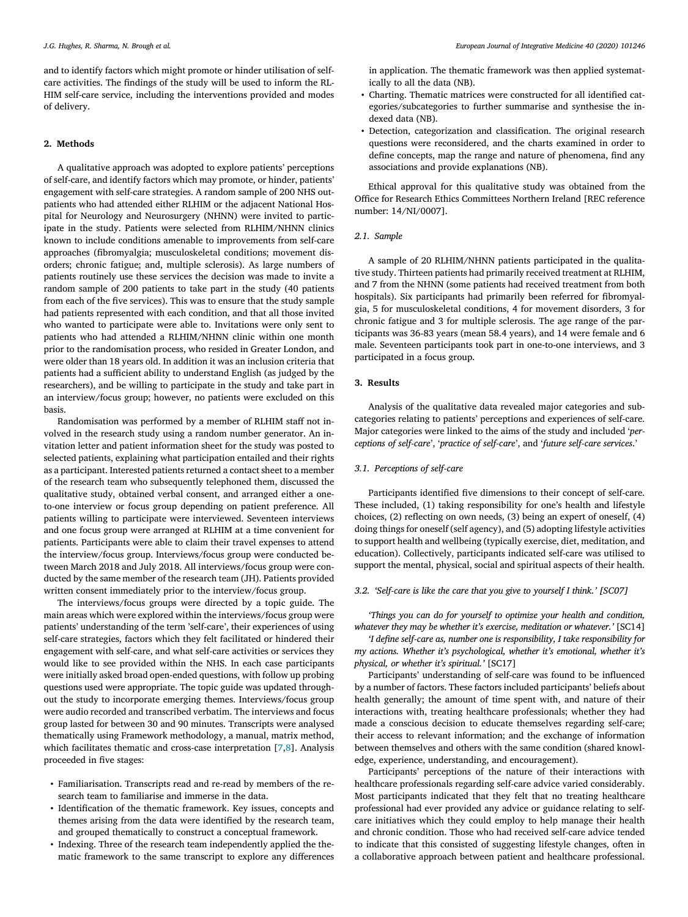and to identify factors which might promote or hinder utilisation of self-care activities. The findings of the study will be used to inform the RL-HIM self-care service, including the interventions provided and modes of delivery.

## 2. Methods

A qualitative approach was adopted to explore patients' perceptions of self-care, and identify factors which may promote, or hinder, patients' engagement with self-care strategies. A random sample of 200 NHS outpatients who had attended either RLHIM or the adjacent National Hospital for Neurology and Neurosurgery (NHNN) were invited to participate in the study. Patients were selected from RLHIM/NHNN clinics known to include conditions amenable to improvements from self-care approaches (fibromyalgia; musculoskeletal conditions; movement disorders; chronic fatigue; and, multiple sclerosis). As large numbers of patients routinely use these services the decision was made to invite a random sample of 200 patients to take part in the study (40 patients from each of the five services). This was to ensure that the study sample had patients represented with each condition, and that all those invited who wanted to participate were able to. Invitations were only sent to patients who had attended a RLHIM/NHNN clinic within one month prior to the randomisation process, who resided in Greater London, and were older than 18 years old. In addition it was an inclusion criteria that patients had a sufficient ability to understand English (as judged by the researchers), and be willing to participate in the study and take part in an interview/focus group; however, no patients were excluded on this basis.

Randomisation was performed by a member of RLHIM staff not involved in the research study using a random number generator. An invitation letter and patient information sheet for the study was posted to selected patients, explaining what participation entailed and their rights as a participant. Interested patients returned a contact sheet to a member of the research team who subsequently telephoned them, discussed the qualitative study, obtained verbal consent, and arranged either a one-to-one interview or focus group depending on patient preference. All patients willing to participate were interviewed. Seventeen interviews and one focus group were arranged at RLHIM at a time convenient for patients. Participants were able to claim their travel expenses to attend the interview/focus group. Interviews/focus group were conducted between March 2018 and July 2018. All interviews/focus group were conducted by the same member of the research team (JH). Patients provided written consent immediately prior to the interview/focus group.

The interviews/focus groups were directed by a topic guide. The main areas which were explored within the interviews/focus group were patients' understanding of the term 'self-care', their experiences of using self-care strategies, factors which they felt facilitated or hindered their engagement with self-care, and what self-care activities or services they would like to see provided within the NHS. In each case participants were initially asked broad open-ended questions, with follow up probing questions used were appropriate. The topic guide was updated throughout the study to incorporate emerging themes. Interviews/focus group were audio recorded and transcribed verbatim. The interviews and focus group lasted for between 30 and 90 minutes. Transcripts were analysed thematically using Framework methodology, a manual, matrix method, which facilitates thematic and cross-case interpretation [7,8]. Analysis proceeded in five stages:

- Familiarisation. Transcripts read and re-read by members of the research team to familiarise and immerse in the data.
- Identification of the thematic framework. Key issues, concepts and themes arising from the data were identified by the research team, and grouped thematically to construct a conceptual framework.
- Indexing. Three of the research team independently applied the thematic framework to the same transcript to explore any differences in application. The thematic framework was then applied systematically to all the data (NB).
- Charting. Thematic matrices were constructed for all identified categories/subcategories to further summarise and synthesise the indexed data (NB).
- Detection, categorization and classification. The original research questions were reconsidered, and the charts examined in order to define concepts, map the range and nature of phenomena, find any associations and provide explanations (NB).

Ethical approval for this qualitative study was obtained from the Office for Research Ethics Committees Northern Ireland [REC reference number: 14/NI/0007].

### 2.1. Sample

A sample of 20 RLHIM/NHNN patients participated in the qualitative study. Thirteen patients had primarily received treatment at RLHIM, and 7 from the NHNN (some patients had received treatment from both hospitals). Six participants had primarily been referred for fibromyalgia, 5 for musculoskeletal conditions, 4 for movement disorders, 3 for chronic fatigue and 3 for multiple sclerosis. The age range of the participants was 36-83 years (mean 58.4 years), and 14 were female and 6 male. Seventeen participants took part in one-to-one interviews, and 3 participated in a focus group.

## 3. Results

Analysis of the qualitative data revealed major categories and subcategories relating to patients' perceptions and experiences of self-care. Major categories were linked to the aims of the study and included '*perceptions of self-care*', '*practice of self-care*', and '*future self-care services*.'

### 3.1. Perceptions of self-care

Participants identified five dimensions to their concept of self-care. These included, (1) taking responsibility for one's health and lifestyle choices, (2) reflecting on own needs, (3) being an expert of oneself, (4) doing things for oneself (self agency), and (5) adopting lifestyle activities to support health and wellbeing (typically exercise, diet, meditation, and education). Collectively, participants indicated self-care was utilised to support the mental, physical, social and spiritual aspects of their health.

### 3.2. *'Self-care is like the care that you give to yourself I think.'* [SC07]

*'Things you can do for yourself to optimize your health and condition, whatever they may be whether it's exercise, meditation or whatever.'* [SC14]

*'I define self-care as, number one is responsibility, I take responsibility for my actions. Whether it's psychological, whether it's emotional, whether it's physical, or whether it's spiritual.'* [SC17]

Participants' understanding of self-care was found to be influenced by a number of factors. These factors included participants' beliefs about health generally; the amount of time spent with, and nature of their interactions with, treating healthcare professionals; whether they had made a conscious decision to educate themselves regarding self-care; their access to relevant information; and the exchange of information between themselves and others with the same condition (shared knowledge, experience, understanding, and encouragement).

Participants' perceptions of the nature of their interactions with healthcare professionals regarding self-care advice varied considerably. Most participants indicated that they felt that no treating healthcare professional had ever provided any advice or guidance relating to self-care initiatives which they could employ to help manage their health and chronic condition. Those who had received self-care advice tended to indicate that this consisted of suggesting lifestyle changes, often in a collaborative approach between patient and healthcare professional.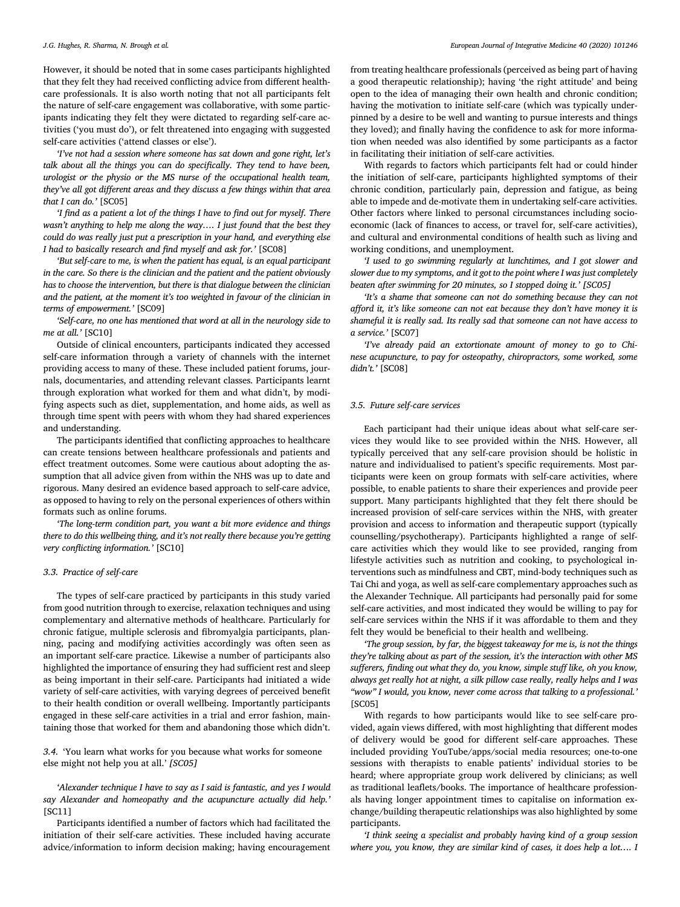However, it should be noted that in some cases participants highlighted that they felt they had received conflicting advice from different healthcare professionals. It is also worth noting that not all participants felt the nature of self-care engagement was collaborative, with some participants indicating they felt they were dictated to regarding self-care activities ('you must do'), or felt threatened into engaging with suggested self-care activities ('attend classes or else').

*'I've not had a session where someone has sat down and gone right, let's talk about all the things you can do specifically. They tend to have been, urologist or the physio or the MS nurse of the occupational health team, they've all got different areas and they discuss a few things within that area that I can do.'* [SC05]

*'I find as a patient a lot of the things I have to find out for myself. There wasn't anything to help me along the way…. I just found that the best they could do was really just put a prescription in your hand, and everything else I had to basically research and find myself and ask for.'* [SC08]

*'But self-care to me, is when the patient has equal, is an equal participant in the care. So there is the clinician and the patient and the patient obviously has to choose the intervention, but there is that dialogue between the clinician and the patient, at the moment it's too weighted in favour of the clinician in terms of empowerment.'* [SC09]

*'Self-care, no one has mentioned that word at all in the neurology side to me at all.'* [SC10]

Outside of clinical encounters, participants indicated they accessed self-care information through a variety of channels with the internet providing access to many of these. These included patient forums, journals, documentaries, and attending relevant classes. Participants learnt through exploration what worked for them and what didn't, by modifying aspects such as diet, supplementation, and home aids, as well as through time spent with peers with whom they had shared experiences and understanding.

The participants identified that conflicting approaches to healthcare can create tensions between healthcare professionals and patients and effect treatment outcomes. Some were cautious about adopting the assumption that all advice given from within the NHS was up to date and rigorous. Many desired an evidence based approach to self-care advice, as opposed to having to rely on the personal experiences of others within formats such as online forums.

*'The long-term condition part, you want a bit more evidence and things there to do this wellbeing thing, and it's not really there because you're getting very conflicting information.'* [SC10]

### 3.3. Practice of self-care

The types of self-care practiced by participants in this study varied from good nutrition through to exercise, relaxation techniques and using complementary and alternative methods of healthcare. Particularly for chronic fatigue, multiple sclerosis and fibromyalgia participants, planning, pacing and modifying activities accordingly was often seen as an important self-care practice. Likewise a number of participants also highlighted the importance of ensuring they had sufficient rest and sleep as being important in their self-care. Participants had initiated a wide variety of self-care activities, with varying degrees of perceived benefit to their health condition or overall wellbeing. Importantly participants engaged in these self-care activities in a trial and error fashion, maintaining those that worked for them and abandoning those which didn't.

### 3.4. 'You learn what works for you because what works for someone else might not help you at all.' *[SC05]*

*'Alexander technique I have to say as I said is fantastic, and yes I would say Alexander and homeopathy and the acupuncture actually did help.'* [SC11]

Participants identified a number of factors which had facilitated the initiation of their self-care activities. These included having accurate advice/information to inform decision making; having encouragement from treating healthcare professionals (perceived as being part of having a good therapeutic relationship); having 'the right attitude' and being open to the idea of managing their own health and chronic condition; having the motivation to initiate self-care (which was typically underpinned by a desire to be well and wanting to pursue interests and things they loved); and finally having the confidence to ask for more information when needed was also identified by some participants as a factor in facilitating their initiation of self-care activities.

With regards to factors which participants felt had or could hinder the initiation of self-care, participants highlighted symptoms of their chronic condition, particularly pain, depression and fatigue, as being able to impede and de-motivate them in undertaking self-care activities. Other factors where linked to personal circumstances including socio-economic (lack of finances to access, or travel for, self-care activities), and cultural and environmental conditions of health such as living and working conditions, and unemployment.

*'I used to go swimming regularly at lunchtimes, and I got slower and slower due to my symptoms, and it got to the point where I was just completely beaten after swimming for 20 minutes, so I stopped doing it.' [SC05]*

*'It's a shame that someone can not do something because they can not afford it, it's like someone can not eat because they don't have money it is shameful it is really sad. Its really sad that someone can not have access to a service.'* [SC07]

*'I've already paid an extortionate amount of money to go to Chinese acupuncture, to pay for osteopathy, chiropractors, some worked, some didn't.'* [SC08]

### 3.5. Future self-care services

Each participant had their unique ideas about what self-care services they would like to see provided within the NHS. However, all typically perceived that any self-care provision should be holistic in nature and individualised to patient's specific requirements. Most participants were keen on group formats with self-care activities, where possible, to enable patients to share their experiences and provide peer support. Many participants highlighted that they felt there should be increased provision of self-care services within the NHS, with greater provision and access to information and therapeutic support (typically counselling/psychotherapy). Participants highlighted a range of self-care activities which they would like to see provided, ranging from lifestyle activities such as nutrition and cooking, to psychological interventions such as mindfulness and CBT, mind-body techniques such as Tai Chi and yoga, as well as self-care complementary approaches such as the Alexander Technique. All participants had personally paid for some self-care activities, and most indicated they would be willing to pay for self-care services within the NHS if it was affordable to them and they felt they would be beneficial to their health and wellbeing.

*'The group session, by far, the biggest takeaway for me is, is not the things they're talking about as part of the session, it's the interaction with other MS sufferers, finding out what they do, you know, simple stuff like, oh you know, always get really hot at night, a silk pillow case really, really helps and I was "wow" I would, you know, never come across that talking to a professional.'* [SC05]

With regards to how participants would like to see self-care provided, again views differed, with most highlighting that different modes of delivery would be good for different self-care approaches. These included providing YouTube/apps/social media resources; one-to-one sessions with therapists to enable patients' individual stories to be heard; where appropriate group work delivered by clinicians; as well as traditional leaflets/books. The importance of healthcare professionals having longer appointment times to capitalise on information exchange/building therapeutic relationships was also highlighted by some participants.

*'I think seeing a specialist and probably having kind of a group session where you, you know, they are similar kind of cases, it does help a lot…. I*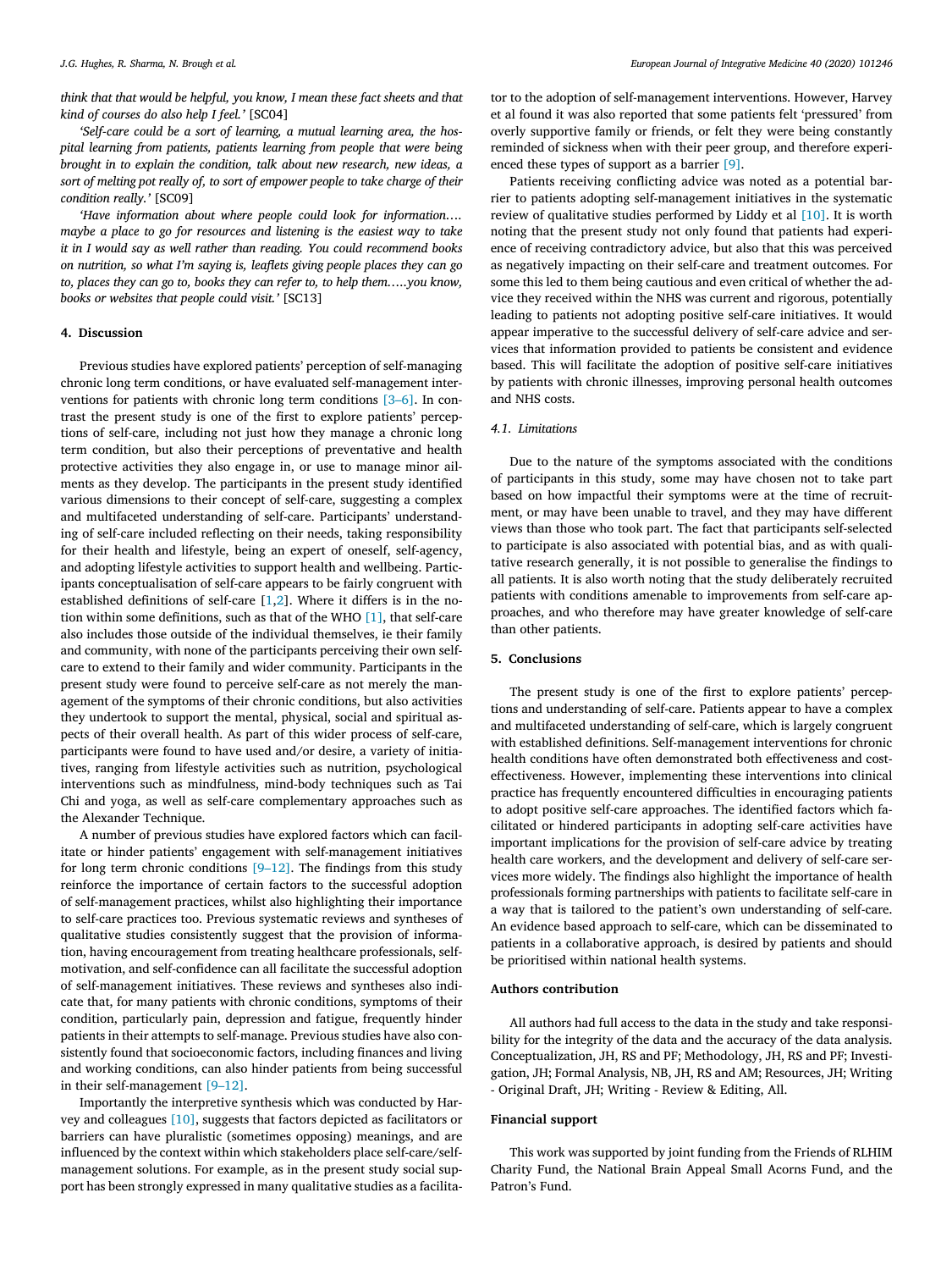*think that that would be helpful, you know, I mean these fact sheets and that kind of courses do also help I feel.'* [SC04]

*'Self-care could be a sort of learning, a mutual learning area, the hospital learning from patients, patients learning from people that were being brought in to explain the condition, talk about new research, new ideas, a sort of melting pot really of, to sort of empower people to take charge of their condition really.'* [SC09]

*'Have information about where people could look for information…. maybe a place to go for resources and listening is the easiest way to take it in I would say as well rather than reading. You could recommend books on nutrition, so what I'm saying is, leaflets giving people places they can go to, places they can go to, books they can refer to, to help them…..you know, books or websites that people could visit.'* [SC13]

## 4. Discussion

Previous studies have explored patients' perception of self-managing chronic long term conditions, or have evaluated self-management interventions for patients with chronic long term conditions [3–6]. In contrast the present study is one of the first to explore patients' perceptions of self-care, including not just how they manage a chronic long term condition, but also their perceptions of preventative and health protective activities they also engage in, or use to manage minor ailments as they develop. The participants in the present study identified various dimensions to their concept of self-care, suggesting a complex and multifaceted understanding of self-care. Participants' understanding of self-care included reflecting on their needs, taking responsibility for their health and lifestyle, being an expert of oneself, self-agency, and adopting lifestyle activities to support health and wellbeing. Participants conceptualisation of self-care appears to be fairly congruent with established definitions of self-care [1,2]. Where it differs is in the notion within some definitions, such as that of the WHO [1], that self-care also includes those outside of the individual themselves, ie their family and community, with none of the participants perceiving their own self-care to extend to their family and wider community. Participants in the present study were found to perceive self-care as not merely the management of the symptoms of their chronic conditions, but also activities they undertook to support the mental, physical, social and spiritual aspects of their overall health. As part of this wider process of self-care, participants were found to have used and/or desire, a variety of initiatives, ranging from lifestyle activities such as nutrition, psychological interventions such as mindfulness, mind-body techniques such as Tai Chi and yoga, as well as self-care complementary approaches such as the Alexander Technique.

A number of previous studies have explored factors which can facilitate or hinder patients' engagement with self-management initiatives for long term chronic conditions [9–12]. The findings from this study reinforce the importance of certain factors to the successful adoption of self-management practices, whilst also highlighting their importance to self-care practices too. Previous systematic reviews and syntheses of qualitative studies consistently suggest that the provision of information, having encouragement from treating healthcare professionals, self-motivation, and self-confidence can all facilitate the successful adoption of self-management initiatives. These reviews and syntheses also indicate that, for many patients with chronic conditions, symptoms of their condition, particularly pain, depression and fatigue, frequently hinder patients in their attempts to self-manage. Previous studies have also consistently found that socioeconomic factors, including finances and living and working conditions, can also hinder patients from being successful in their self-management [9–12].

Importantly the interpretive synthesis which was conducted by Harvey and colleagues [10], suggests that factors depicted as facilitators or barriers can have pluralistic (sometimes opposing) meanings, and are influenced by the context within which stakeholders place self-care/self-management solutions. For example, as in the present study social support has been strongly expressed in many qualitative studies as a facilitator to the adoption of self-management interventions. However, Harvey et al found it was also reported that some patients felt 'pressured' from overly supportive family or friends, or felt they were being constantly reminded of sickness when with their peer group, and therefore experienced these types of support as a barrier [9].

Patients receiving conflicting advice was noted as a potential barrier to patients adopting self-management initiatives in the systematic review of qualitative studies performed by Liddy et al [10]. It is worth noting that the present study not only found that patients had experience of receiving contradictory advice, but also that this was perceived as negatively impacting on their self-care and treatment outcomes. For some this led to them being cautious and even critical of whether the advice they received within the NHS was current and rigorous, potentially leading to patients not adopting positive self-care initiatives. It would appear imperative to the successful delivery of self-care advice and services that information provided to patients be consistent and evidence based. This will facilitate the adoption of positive self-care initiatives by patients with chronic illnesses, improving personal health outcomes and NHS costs.

### 4.1. Limitations

Due to the nature of the symptoms associated with the conditions of participants in this study, some may have chosen not to take part based on how impactful their symptoms were at the time of recruitment, or may have been unable to travel, and they may have different views than those who took part. The fact that participants self-selected to participate is also associated with potential bias, and as with qualitative research generally, it is not possible to generalise the findings to all patients. It is also worth noting that the study deliberately recruited patients with conditions amenable to improvements from self-care approaches, and who therefore may have greater knowledge of self-care than other patients.

## 5. Conclusions

The present study is one of the first to explore patients' perceptions and understanding of self-care. Patients appear to have a complex and multifaceted understanding of self-care, which is largely congruent with established definitions. Self-management interventions for chronic health conditions have often demonstrated both effectiveness and cost-effectiveness. However, implementing these interventions into clinical practice has frequently encountered difficulties in encouraging patients to adopt positive self-care approaches. The identified factors which facilitated or hindered participants in adopting self-care activities have important implications for the provision of self-care advice by treating health care workers, and the development and delivery of self-care services more widely. The findings also highlight the importance of health professionals forming partnerships with patients to facilitate self-care in a way that is tailored to the patient's own understanding of self-care. An evidence based approach to self-care, which can be disseminated to patients in a collaborative approach, is desired by patients and should be prioritised within national health systems.

## Authors contribution

All authors had full access to the data in the study and take responsibility for the integrity of the data and the accuracy of the data analysis. Conceptualization, JH, RS and PF; Methodology, JH, RS and PF; Investigation, JH; Formal Analysis, NB, JH, RS and AM; Resources, JH; Writing - Original Draft, JH; Writing - Review & Editing, All.

## Financial support

This work was supported by joint funding from the Friends of RLHIM Charity Fund, the National Brain Appeal Small Acorns Fund, and the Patron's Fund.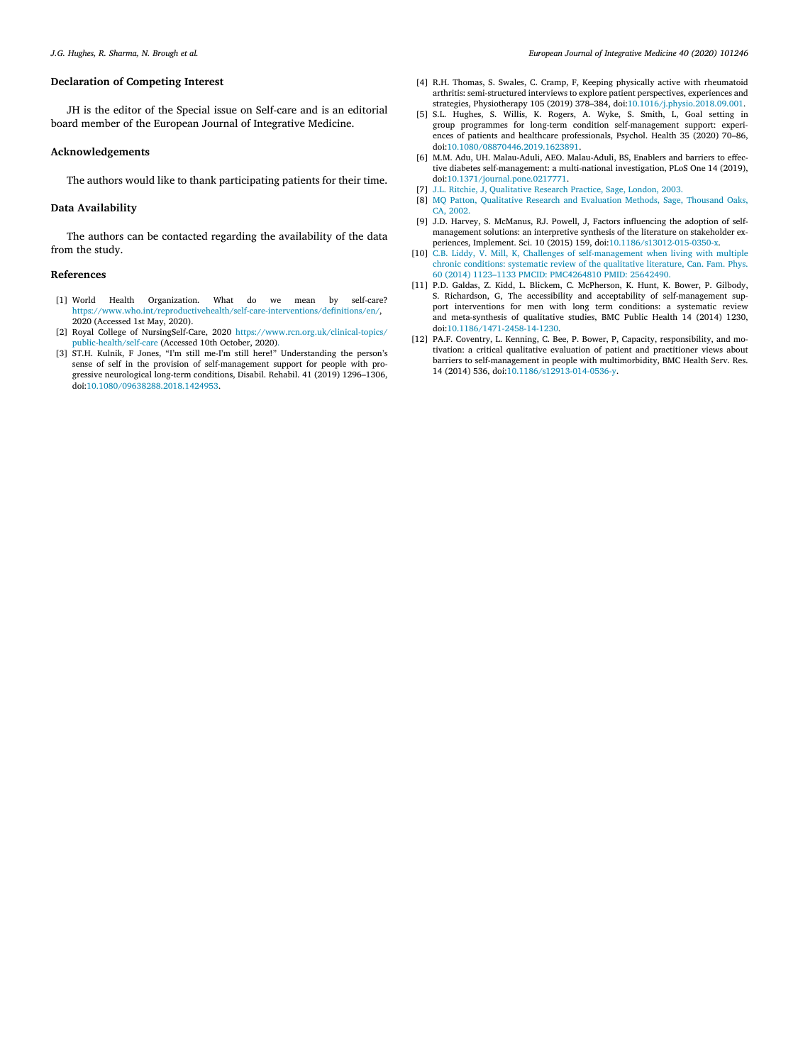## Declaration of Competing Interest

JH is the editor of the Special issue on Self-care and is an editorial board member of the European Journal of Integrative Medicine.

## Acknowledgements

The authors would like to thank participating patients for their time.

## Data Availability

The authors can be contacted regarding the availability of the data from the study.

## References

[1] World Health Organization. What do we mean by self-care? https://www.who.int/reproductivehealth/self-care-interventions/definitions/en/, 2020 (Accessed 1st May, 2020).

[2] Royal College of NursingSelf-Care, 2020 https://www.rcn.org.uk/clinical-topics/public-health/self-care (Accessed 10th October, 2020).

[3] ST.H. Kulnik, F Jones, "I'm still me-I'm still here!" Understanding the person's sense of self in the provision of self-management support for people with progressive neurological long-term conditions, Disabil. Rehabil. 41 (2019) 1296–1306, doi:10.1080/09638288.2018.1424953.

[4] R.H. Thomas, S. Swales, C. Cramp, F, Keeping physically active with rheumatoid arthritis: semi-structured interviews to explore patient perspectives, experiences and strategies, Physiotherapy 105 (2019) 378–384, doi:10.1016/j.physio.2018.09.001.

[5] S.L. Hughes, S. Willis, K. Rogers, A. Wyke, S. Smith, L, Goal setting in group programmes for long-term condition self-management support: experiences of patients and healthcare professionals, Psychol. Health 35 (2020) 70–86, doi:10.1080/08870446.2019.1623891.

[6] M.M. Adu, UH. Malau-Aduli, AEO. Malau-Aduli, BS, Enablers and barriers to effective diabetes self-management: a multi-national investigation, PLoS One 14 (2019), doi:10.1371/journal.pone.0217771.

[7] J.L. Ritchie, J, Qualitative Research Practice, Sage, London, 2003.

[8] MQ Patton, Qualitative Research and Evaluation Methods, Sage, Thousand Oaks, CA, 2002.

[9] J.D. Harvey, S. McManus, RJ. Powell, J, Factors influencing the adoption of self-management solutions: an interpretive synthesis of the literature on stakeholder experiences, Implement. Sci. 10 (2015) 159, doi:10.1186/s13012-015-0350-x.

[10] C.B. Liddy, V. Mill, K, Challenges of self-management when living with multiple chronic conditions: systematic review of the qualitative literature, Can. Fam. Phys. 60 (2014) 1123–1133 PMCID: PMC4264810 PMID: 25642490.

[11] P.D. Galdas, Z. Kidd, L. Blickem, C. McPherson, K. Hunt, K. Bower, P. Gilbody, S. Richardson, G, The accessibility and acceptability of self-management support interventions for men with long term conditions: a systematic review and meta-synthesis of qualitative studies, BMC Public Health 14 (2014) 1230, doi:10.1186/1471-2458-14-1230.

[12] PA.F. Coventry, L. Kenning, C. Bee, P. Bower, P, Capacity, responsibility, and motivation: a critical qualitative evaluation of patient and practitioner views about barriers to self-management in people with multimorbidity, BMC Health Serv. Res. 14 (2014) 536, doi:10.1186/s12913-014-0536-y.